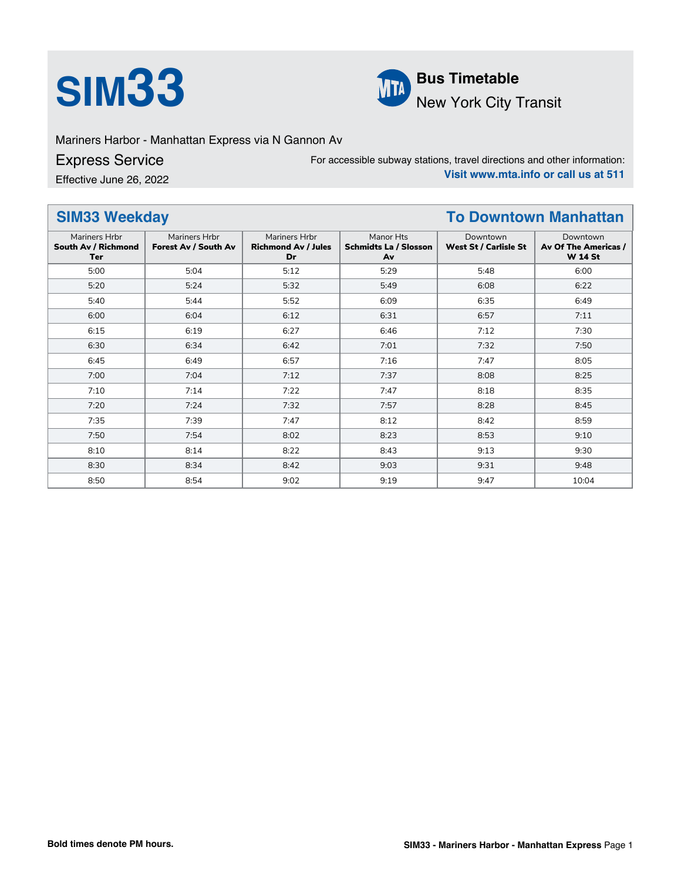# SIM33

**Bus Timetable**

New York City Transit

Mariners Harbor - Manhattan Express via N Gannon Av

## Express Service

Effective June 26, 2022

For accessible subway stations, travel directions and other information:
**Visit www.mta.info or call us at 511**

## SIM33 Weekday — To Downtown Manhattan

| Mariners Hrbr **South Av / Richmond Ter** | Mariners Hrbr **Forest Av / South Av** | Mariners Hrbr **Richmond Av / Jules Dr** | Manor Hts **Schmidts La / Slosson Av** | Downtown **West St / Carlisle St** | Downtown **Av Of The Americas / W 14 St** |
|---|---|---|---|---|---|
| 5:00 | 5:04 | 5:12 | 5:29 | 5:48 | 6:00 |
| 5:20 | 5:24 | 5:32 | 5:49 | 6:08 | 6:22 |
| 5:40 | 5:44 | 5:52 | 6:09 | 6:35 | 6:49 |
| 6:00 | 6:04 | 6:12 | 6:31 | 6:57 | 7:11 |
| 6:15 | 6:19 | 6:27 | 6:46 | 7:12 | 7:30 |
| 6:30 | 6:34 | 6:42 | 7:01 | 7:32 | 7:50 |
| 6:45 | 6:49 | 6:57 | 7:16 | 7:47 | 8:05 |
| 7:00 | 7:04 | 7:12 | 7:37 | 8:08 | 8:25 |
| 7:10 | 7:14 | 7:22 | 7:47 | 8:18 | 8:35 |
| 7:20 | 7:24 | 7:32 | 7:57 | 8:28 | 8:45 |
| 7:35 | 7:39 | 7:47 | 8:12 | 8:42 | 8:59 |
| 7:50 | 7:54 | 8:02 | 8:23 | 8:53 | 9:10 |
| 8:10 | 8:14 | 8:22 | 8:43 | 9:13 | 9:30 |
| 8:30 | 8:34 | 8:42 | 9:03 | 9:31 | 9:48 |
| 8:50 | 8:54 | 9:02 | 9:19 | 9:47 | 10:04 |

**Bold times denote PM hours.**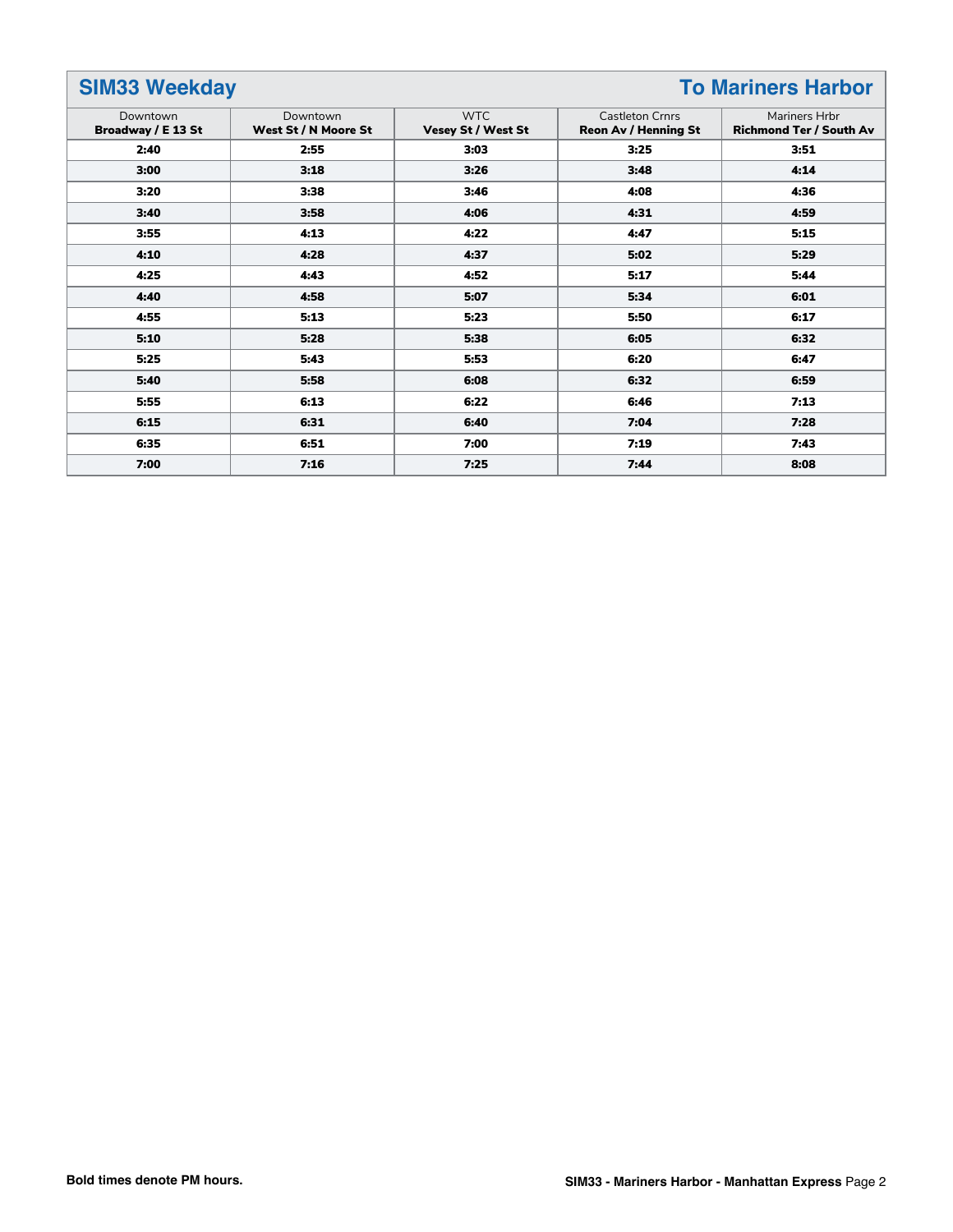## SIM33 Weekday — To Mariners Harbor

| Downtown **Broadway / E 13 St** | Downtown **West St / N Moore St** | WTC **Vesey St / West St** | Castleton Crnrs **Reon Av / Henning St** | Mariners Hrbr **Richmond Ter / South Av** |
|---|---|---|---|---|
| **2:40** | **2:55** | **3:03** | **3:25** | **3:51** |
| **3:00** | **3:18** | **3:26** | **3:48** | **4:14** |
| **3:20** | **3:38** | **3:46** | **4:08** | **4:36** |
| **3:40** | **3:58** | **4:06** | **4:31** | **4:59** |
| **3:55** | **4:13** | **4:22** | **4:47** | **5:15** |
| **4:10** | **4:28** | **4:37** | **5:02** | **5:29** |
| **4:25** | **4:43** | **4:52** | **5:17** | **5:44** |
| **4:40** | **4:58** | **5:07** | **5:34** | **6:01** |
| **4:55** | **5:13** | **5:23** | **5:50** | **6:17** |
| **5:10** | **5:28** | **5:38** | **6:05** | **6:32** |
| **5:25** | **5:43** | **5:53** | **6:20** | **6:47** |
| **5:40** | **5:58** | **6:08** | **6:32** | **6:59** |
| **5:55** | **6:13** | **6:22** | **6:46** | **7:13** |
| **6:15** | **6:31** | **6:40** | **7:04** | **7:28** |
| **6:35** | **6:51** | **7:00** | **7:19** | **7:43** |
| **7:00** | **7:16** | **7:25** | **7:44** | **8:08** |

**Bold times denote PM hours.**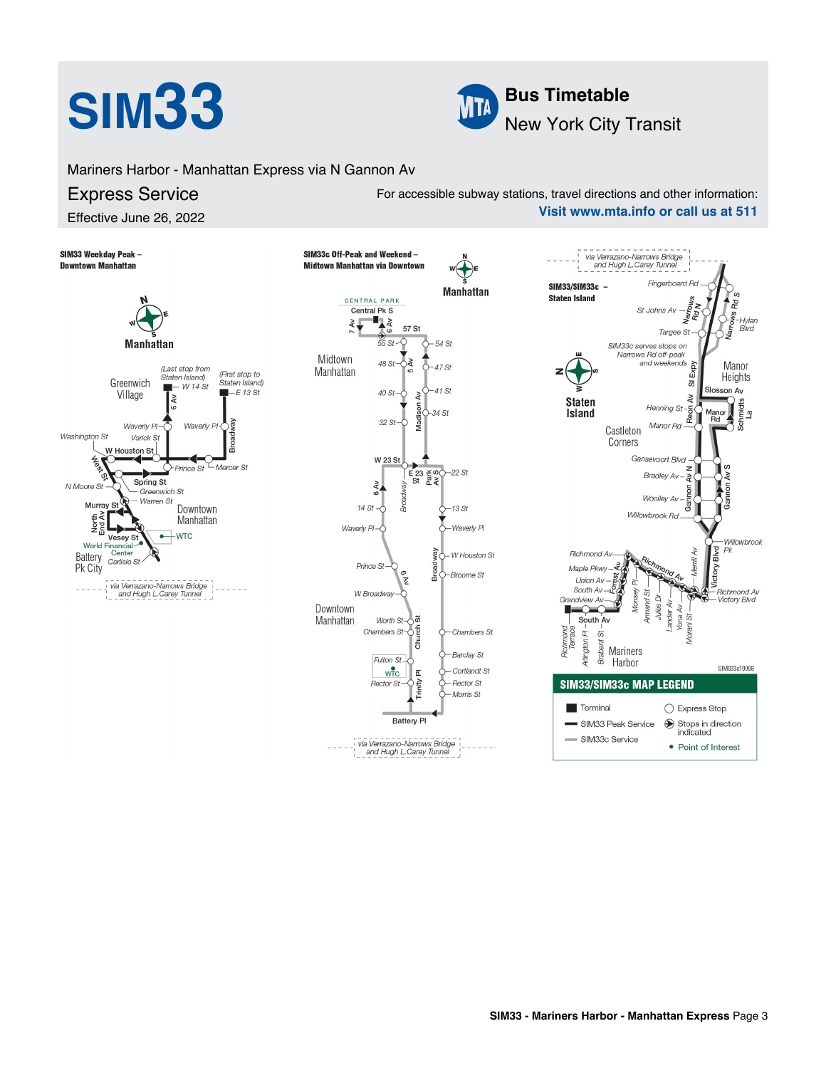# SIM33

**Bus Timetable**
New York City Transit

Mariners Harbor - Manhattan Express via N Gannon Av

## Express Service

Effective June 26, 2022

For accessible subway stations, travel directions and other information:
**Visit www.mta.info or call us at 511**

### SIM33 Weekday Peak – Downtown Manhattan

Manhattan

Greenwich Village

(Last stop from Staten Island) W 14 St

(First stop to Staten Island) E 13 St

6 Av

Waverly Pl

Waverly Pl

Broadway

Washington St

Varick St

W Houston St

West St

Prince St

Mercer St

Spring St

N Moore St

Greenwich St

Warren St

Murray St

North End Av

Downtown Manhattan

Vesey St

WTC

World Financial Center

Battery Pk City

Carlisle St

via Verrazano-Narrows Bridge and Hugh L Carey Tunnel

### SIM33c Off-Peak and Weekend – Midtown Manhattan via Downtown

Manhattan

CENTRAL PARK

Central Pk S

7 Av

6 Av

57 St

55 St

54 St

Midtown Manhattan

48 St

5 Av

47 St

40 St

41 St

Madison Av

34 St

32 St

W 23 St

E 23 St

Park Av S

22 St

6 Av

Broadway

14 St

13 St

Waverly Pl

Waverly Pl

W Houston St

Prince St

Broadway

Broome St

6 Av

W Broadway

Downtown Manhattan

Worth St

Church St

Chambers St

Chambers St

Barclay St

Fulton St

WTC

Cortlandt St

Rector St

Trinity Pl

Rector St

Morris St

Battery Pl

via Verrazano-Narrows Bridge and Hugh L Carey Tunnel

### SIM33/SIM33c – Staten Island

via Verrazano-Narrows Bridge and Hugh L.Carey Tunnel

Fingerboard Rd

St Johns Av

Narrows Rd N

Narrows Rd S

Hylan Blvd

Targee St

SIM33c serves stops on Narrows Rd off-peak and weekends

SI Expy

Manor Heights

Staten Island

Slosson Av

Henning St

Reon Av

Manor Rd

Schmidts La

Castleton Corners

Manor Rd

Gansevoort Blvd

Bradley Av

Gannon Av N

Gannon Av S

Woolley Av

Willowbrook Rd

Willowbrook Pk

Richmond Av

Merrill Av

Victory Blvd

Richmond Av

Maple Pkwy

Union Av

Forest Av

South Av

Monsey Pl

Armand St

Grandview Av

Jules Dr

Lander Av

Richmond Av Victory Blvd

South Av

Yona Av

Morani St

Richmond Terrace

Arlington Pl

Brabant St

Mariners Harbor

SIM033s19098

### SIM33/SIM33c MAP LEGEND

- Terminal
- SIM33 Peak Service
- SIM33c Service
- Express Stop
- Stops in direction indicated
- Point of Interest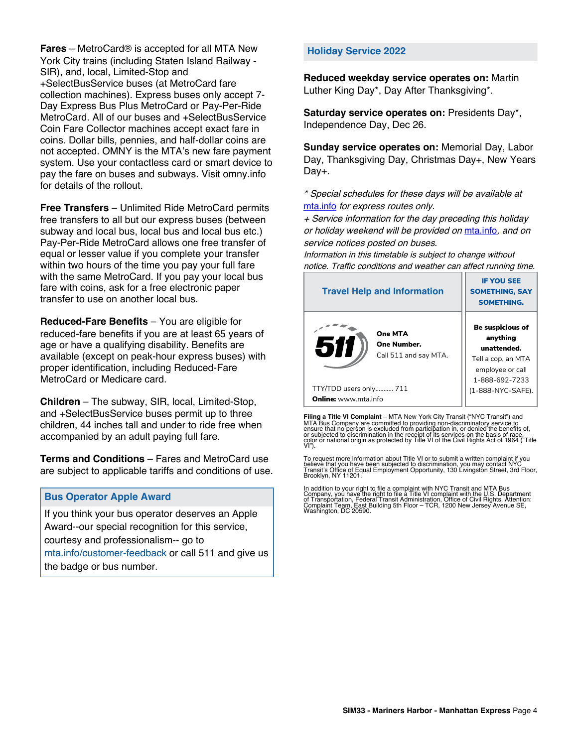**Fares** – MetroCard® is accepted for all MTA New York City trains (including Staten Island Railway - SIR), and, local, Limited-Stop and +SelectBusService buses (at MetroCard fare collection machines). Express buses only accept 7-Day Express Bus Plus MetroCard or Pay-Per-Ride MetroCard. All of our buses and +SelectBusService Coin Fare Collector machines accept exact fare in coins. Dollar bills, pennies, and half-dollar coins are not accepted. OMNY is the MTA's new fare payment system. Use your contactless card or smart device to pay the fare on buses and subways. Visit omny.info for details of the rollout.

**Free Transfers** – Unlimited Ride MetroCard permits free transfers to all but our express buses (between subway and local bus, local bus and local bus etc.) Pay-Per-Ride MetroCard allows one free transfer of equal or lesser value if you complete your transfer within two hours of the time you pay your full fare with the same MetroCard. If you pay your local bus fare with coins, ask for a free electronic paper transfer to use on another local bus.

**Reduced-Fare Benefits** – You are eligible for reduced-fare benefits if you are at least 65 years of age or have a qualifying disability. Benefits are available (except on peak-hour express buses) with proper identification, including Reduced-Fare MetroCard or Medicare card.

**Children** – The subway, SIR, local, Limited-Stop, and +SelectBusService buses permit up to three children, 44 inches tall and under to ride free when accompanied by an adult paying full fare.

**Terms and Conditions** – Fares and MetroCard use are subject to applicable tariffs and conditions of use.

## Bus Operator Apple Award

If you think your bus operator deserves an Apple Award--our special recognition for this service, courtesy and professionalism-- go to mta.info/customer-feedback or call 511 and give us the badge or bus number.

## Holiday Service 2022

**Reduced weekday service operates on:** Martin Luther King Day*, Day After Thanksgiving*.

**Saturday service operates on:** Presidents Day*, Independence Day, Dec 26.

**Sunday service operates on:** Memorial Day, Labor Day, Thanksgiving Day, Christmas Day+, New Years Day+.

*\* Special schedules for these days will be available at mta.info for express routes only.*

*+ Service information for the day preceding this holiday or holiday weekend will be provided on mta.info, and on service notices posted on buses.*

*Information in this timetable is subject to change without notice. Traffic conditions and weather can affect running time.*

| Travel Help and Information | IF YOU SEE SOMETHING, SAY SOMETHING. |
|---|---|
| 511 **One MTA One Number.** Call 511 and say MTA. TTY/TDD users only........... 711 **Online:** www.mta.info | **Be suspicious of anything unattended.** Tell a cop, an MTA employee or call 1-888-692-7233 (1-888-NYC-SAFE). |

**Filing a Title VI Complaint** – MTA New York City Transit ("NYC Transit") and MTA Bus Company are committed to providing non-discriminatory service to ensure that no person is excluded from participation in, or denied the benefits of, or subjected to discrimination in the receipt of its services on the basis of race, color or national origin as protected by Title VI of the Civil Rights Act of 1964 ("Title VI").

To request more information about Title VI or to submit a written complaint if you believe that you have been subjected to discrimination, you may contact NYC Transit's Office of Equal Employment Opportunity, 130 Livingston Street, 3rd Floor, Brooklyn, NY 11201.

In addition to your right to file a complaint with NYC Transit and MTA Bus Company, you have the right to file a Title VI complaint with the U.S. Department of Transportation, Federal Transit Administration, Office of Civil Rights, Attention: Complaint Team, East Building 5th Floor – TCR, 1200 New Jersey Avenue SE, Washington, DC 20590.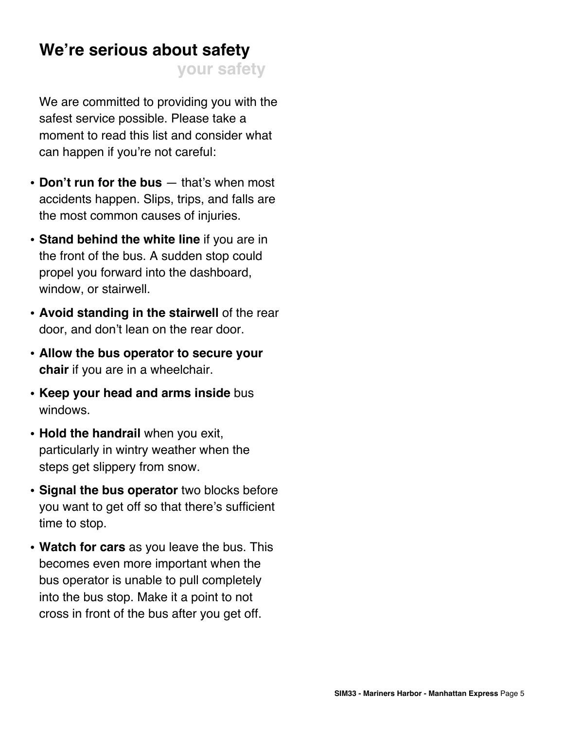## We're serious about safety

### your safety

We are committed to providing you with the safest service possible. Please take a moment to read this list and consider what can happen if you're not careful:

- **Don't run for the bus** — that's when most accidents happen. Slips, trips, and falls are the most common causes of injuries.
- **Stand behind the white line** if you are in the front of the bus. A sudden stop could propel you forward into the dashboard, window, or stairwell.
- **Avoid standing in the stairwell** of the rear door, and don't lean on the rear door.
- **Allow the bus operator to secure your chair** if you are in a wheelchair.
- **Keep your head and arms inside** bus windows.
- **Hold the handrail** when you exit, particularly in wintry weather when the steps get slippery from snow.
- **Signal the bus operator** two blocks before you want to get off so that there's sufficient time to stop.
- **Watch for cars** as you leave the bus. This becomes even more important when the bus operator is unable to pull completely into the bus stop. Make it a point to not cross in front of the bus after you get off.